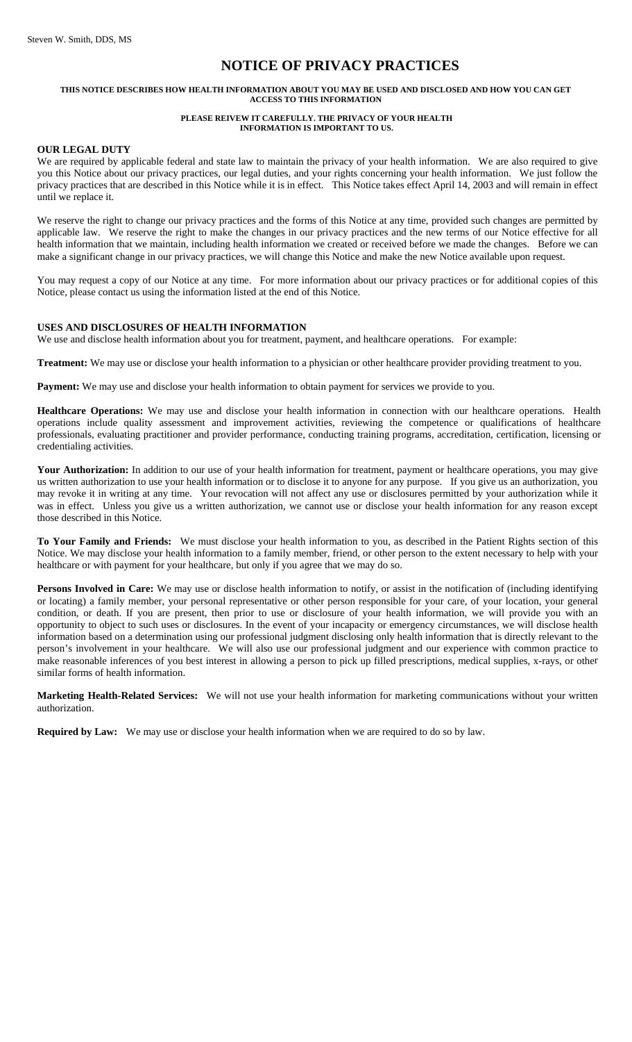Steven W. Smith, DDS, MS

# NOTICE OF PRIVACY PRACTICES

**THIS NOTICE DESCRIBES HOW HEALTH INFORMATION ABOUT YOU MAY BE USED AND DISCLOSED AND HOW YOU CAN GET ACCESS TO THIS INFORMATION**

**PLEASE REIVEW IT CAREFULLY. THE PRIVACY OF YOUR HEALTH INFORMATION IS IMPORTANT TO US.**

## OUR LEGAL DUTY

We are required by applicable federal and state law to maintain the privacy of your health information. We are also required to give you this Notice about our privacy practices, our legal duties, and your rights concerning your health information. We just follow the privacy practices that are described in this Notice while it is in effect. This Notice takes effect April 14, 2003 and will remain in effect until we replace it.

We reserve the right to change our privacy practices and the forms of this Notice at any time, provided such changes are permitted by applicable law. We reserve the right to make the changes in our privacy practices and the new terms of our Notice effective for all health information that we maintain, including health information we created or received before we made the changes. Before we can make a significant change in our privacy practices, we will change this Notice and make the new Notice available upon request.

You may request a copy of our Notice at any time. For more information about our privacy practices or for additional copies of this Notice, please contact us using the information listed at the end of this Notice.

## USES AND DISCLOSURES OF HEALTH INFORMATION

We use and disclose health information about you for treatment, payment, and healthcare operations. For example:

**Treatment:** We may use or disclose your health information to a physician or other healthcare provider providing treatment to you.

**Payment:** We may use and disclose your health information to obtain payment for services we provide to you.

**Healthcare Operations:** We may use and disclose your health information in connection with our healthcare operations. Health operations include quality assessment and improvement activities, reviewing the competence or qualifications of healthcare professionals, evaluating practitioner and provider performance, conducting training programs, accreditation, certification, licensing or credentialing activities.

**Your Authorization:** In addition to our use of your health information for treatment, payment or healthcare operations, you may give us written authorization to use your health information or to disclose it to anyone for any purpose. If you give us an authorization, you may revoke it in writing at any time. Your revocation will not affect any use or disclosures permitted by your authorization while it was in effect. Unless you give us a written authorization, we cannot use or disclose your health information for any reason except those described in this Notice.

**To Your Family and Friends:** We must disclose your health information to you, as described in the Patient Rights section of this Notice. We may disclose your health information to a family member, friend, or other person to the extent necessary to help with your healthcare or with payment for your healthcare, but only if you agree that we may do so.

**Persons Involved in Care:** We may use or disclose health information to notify, or assist in the notification of (including identifying or locating) a family member, your personal representative or other person responsible for your care, of your location, your general condition, or death. If you are present, then prior to use or disclosure of your health information, we will provide you with an opportunity to object to such uses or disclosures. In the event of your incapacity or emergency circumstances, we will disclose health information based on a determination using our professional judgment disclosing only health information that is directly relevant to the person's involvement in your healthcare. We will also use our professional judgment and our experience with common practice to make reasonable inferences of you best interest in allowing a person to pick up filled prescriptions, medical supplies, x-rays, or other similar forms of health information.

**Marketing Health-Related Services:** We will not use your health information for marketing communications without your written authorization.

**Required by Law:** We may use or disclose your health information when we are required to do so by law.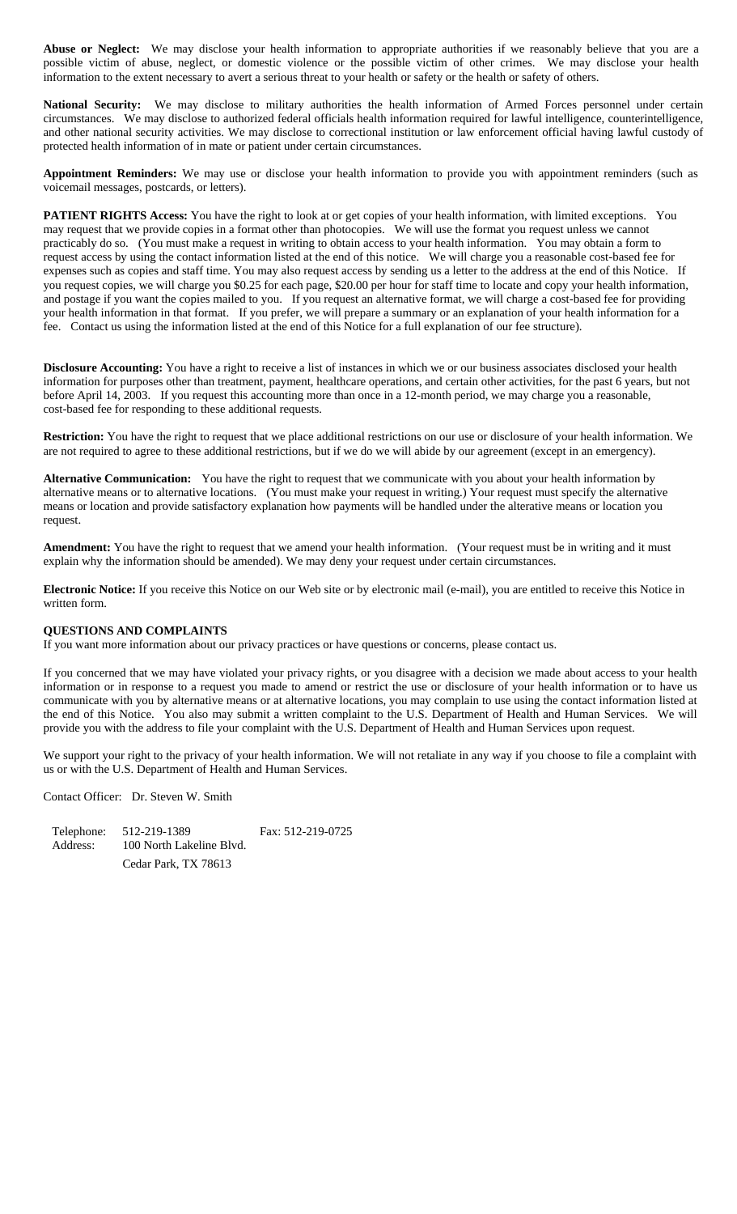**Abuse or Neglect:** We may disclose your health information to appropriate authorities if we reasonably believe that you are a possible victim of abuse, neglect, or domestic violence or the possible victim of other crimes. We may disclose your health information to the extent necessary to avert a serious threat to your health or safety or the health or safety of others.

**National Security:** We may disclose to military authorities the health information of Armed Forces personnel under certain circumstances. We may disclose to authorized federal officials health information required for lawful intelligence, counterintelligence, and other national security activities. We may disclose to correctional institution or law enforcement official having lawful custody of protected health information of in mate or patient under certain circumstances.

**Appointment Reminders:** We may use or disclose your health information to provide you with appointment reminders (such as voicemail messages, postcards, or letters).

**PATIENT RIGHTS Access:** You have the right to look at or get copies of your health information, with limited exceptions. You may request that we provide copies in a format other than photocopies. We will use the format you request unless we cannot practicably do so. (You must make a request in writing to obtain access to your health information. You may obtain a form to request access by using the contact information listed at the end of this notice. We will charge you a reasonable cost-based fee for expenses such as copies and staff time. You may also request access by sending us a letter to the address at the end of this Notice. If you request copies, we will charge you $0.25 for each page, $20.00 per hour for staff time to locate and copy your health information, and postage if you want the copies mailed to you. If you request an alternative format, we will charge a cost-based fee for providing your health information in that format. If you prefer, we will prepare a summary or an explanation of your health information for a fee. Contact us using the information listed at the end of this Notice for a full explanation of our fee structure).

**Disclosure Accounting:** You have a right to receive a list of instances in which we or our business associates disclosed your health information for purposes other than treatment, payment, healthcare operations, and certain other activities, for the past 6 years, but not before April 14, 2003. If you request this accounting more than once in a 12-month period, we may charge you a reasonable, cost-based fee for responding to these additional requests.

**Restriction:** You have the right to request that we place additional restrictions on our use or disclosure of your health information. We are not required to agree to these additional restrictions, but if we do we will abide by our agreement (except in an emergency).

**Alternative Communication:** You have the right to request that we communicate with you about your health information by alternative means or to alternative locations. (You must make your request in writing.) Your request must specify the alternative means or location and provide satisfactory explanation how payments will be handled under the alterative means or location you request.

**Amendment:** You have the right to request that we amend your health information. (Your request must be in writing and it must explain why the information should be amended). We may deny your request under certain circumstances.

**Electronic Notice:** If you receive this Notice on our Web site or by electronic mail (e-mail), you are entitled to receive this Notice in written form.

**QUESTIONS AND COMPLAINTS**

If you want more information about our privacy practices or have questions or concerns, please contact us.

If you concerned that we may have violated your privacy rights, or you disagree with a decision we made about access to your health information or in response to a request you made to amend or restrict the use or disclosure of your health information or to have us communicate with you by alternative means or at alternative locations, you may complain to use using the contact information listed at the end of this Notice. You also may submit a written complaint to the U.S. Department of Health and Human Services. We will provide you with the address to file your complaint with the U.S. Department of Health and Human Services upon request.

We support your right to the privacy of your health information. We will not retaliate in any way if you choose to file a complaint with us or with the U.S. Department of Health and Human Services.

Contact Officer: Dr. Steven W. Smith

Telephone: 512-219-1389 Fax: 512-219-0725
Address: 100 North Lakeline Blvd.
Cedar Park, TX 78613